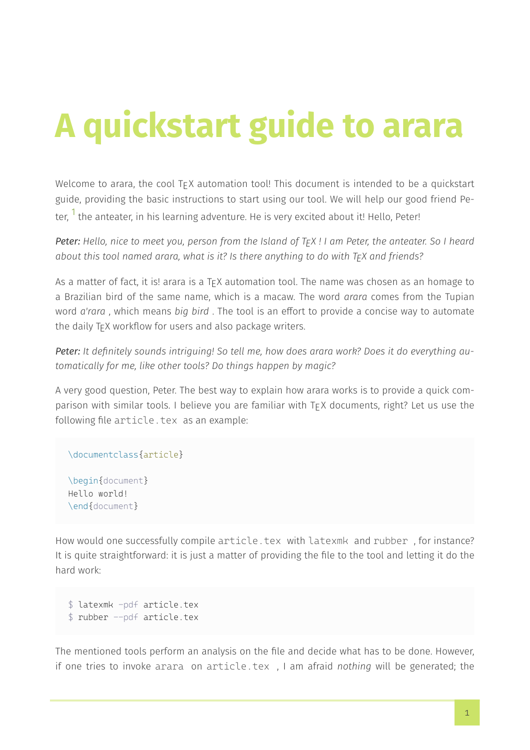# A quickstart guide to arara

Welcome to arara, the cool TEX automation tool! This document is intended to be a quickstart guide, providing the basic instructions to start using our tool. We will help our good friend Peter, [1] the anteater, in his learning adventure. He is very excited about it! Hello, Peter!

***Peter:*** *Hello, nice to meet you, person from the Island of TEX ! I am Peter, the anteater. So I heard about this tool named arara, what is it? Is there anything to do with TEX and friends?*

As a matter of fact, it is! arara is a TEX automation tool. The name was chosen as an homage to a Brazilian bird of the same name, which is a macaw. The word *arara* comes from the Tupian word *a'rara* , which means *big bird* . The tool is an effort to provide a concise way to automate the daily TEX workflow for users and also package writers.

***Peter:*** *It definitely sounds intriguing! So tell me, how does arara work? Does it do everything automatically for me, like other tools? Do things happen by magic?*

A very good question, Peter. The best way to explain how arara works is to provide a quick comparison with similar tools. I believe you are familiar with TEX documents, right? Let us use the following file `article.tex` as an example:

```
\documentclass{article}

\begin{document}
Hello world!
\end{document}
```

How would one successfully compile `article.tex` with `latexmk` and `rubber` , for instance? It is quite straightforward: it is just a matter of providing the file to the tool and letting it do the hard work:

```
$ latexmk -pdf article.tex
$ rubber --pdf article.tex
```

The mentioned tools perform an analysis on the file and decide what has to be done. However, if one tries to invoke `arara` on `article.tex` , I am afraid *nothing* will be generated; the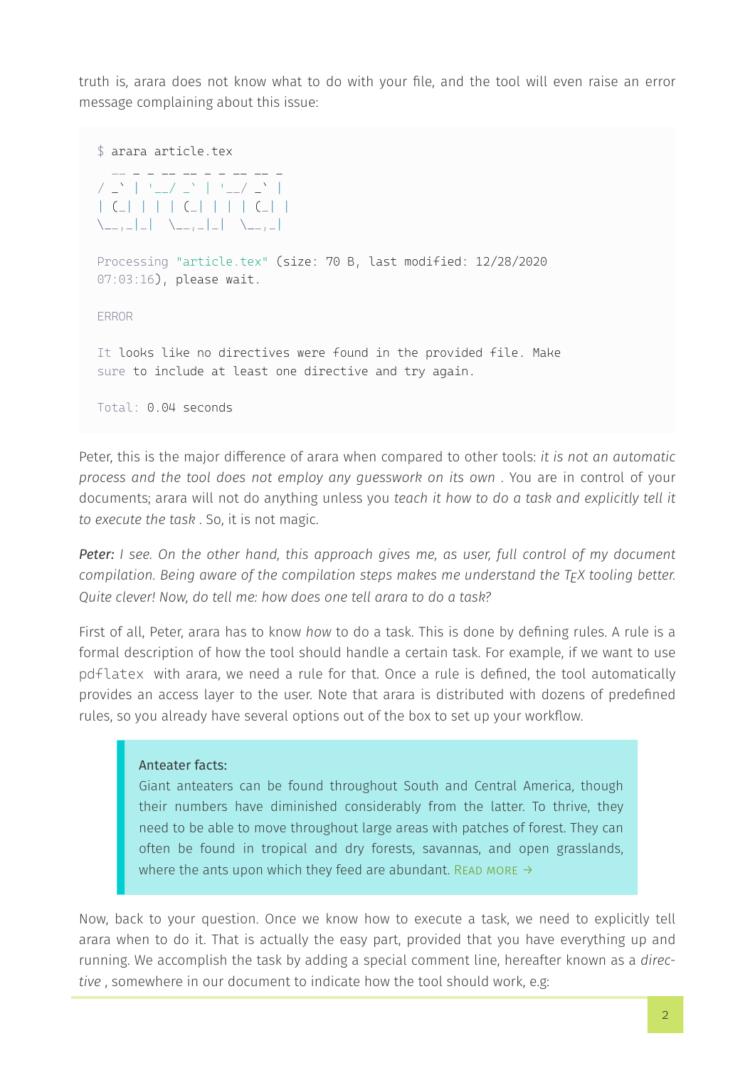truth is, arara does not know what to do with your file, and the tool will even raise an error message complaining about this issue:

```
$ arara article.tex
  __ _ _ __ __ _ _ __ __ _
 / _` | '__/ _` | '__/ _` |
| (_| | | | (_| | | | (_| |
 \__,_|_|  \__,_|_|  \__,_|

Processing "article.tex" (size: 70 B, last modified: 12/28/2020
07:03:16), please wait.

ERROR

It looks like no directives were found in the provided file. Make
sure to include at least one directive and try again.

Total: 0.04 seconds
```

Peter, this is the major difference of arara when compared to other tools: *it is not an automatic process and the tool does not employ any guesswork on its own* . You are in control of your documents; arara will not do anything unless you *teach it how to do a task and explicitly tell it to execute the task* . So, it is not magic.

***Peter:*** *I see. On the other hand, this approach gives me, as user, full control of my document compilation. Being aware of the compilation steps makes me understand the TEX tooling better. Quite clever! Now, do tell me: how does one tell arara to do a task?*

First of all, Peter, arara has to know *how* to do a task. This is done by defining rules. A rule is a formal description of how the tool should handle a certain task. For example, if we want to use `pdflatex` with arara, we need a rule for that. Once a rule is defined, the tool automatically provides an access layer to the user. Note that arara is distributed with dozens of predefined rules, so you already have several options out of the box to set up your workflow.

> **Anteater facts:**
> Giant anteaters can be found throughout South and Central America, though their numbers have diminished considerably from the latter. To thrive, they need to be able to move throughout large areas with patches of forest. They can often be found in tropical and dry forests, savannas, and open grasslands, where the ants upon which they feed are abundant. READ MORE →

Now, back to your question. Once we know how to execute a task, we need to explicitly tell arara when to do it. That is actually the easy part, provided that you have everything up and running. We accomplish the task by adding a special comment line, hereafter known as a *directive* , somewhere in our document to indicate how the tool should work, e.g: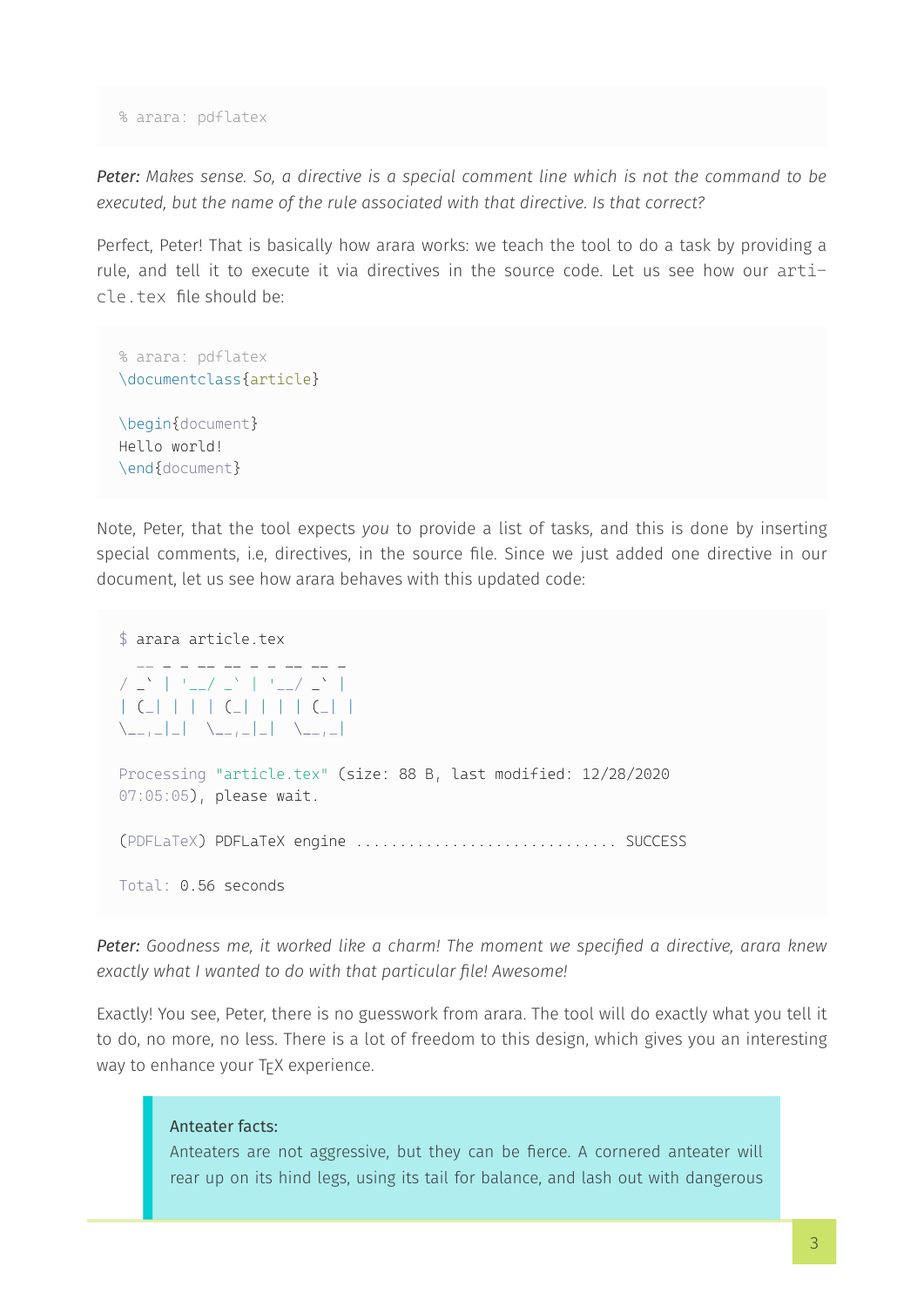```
% arara: pdflatex
```

***Peter:*** *Makes sense. So, a directive is a special comment line which is not the command to be executed, but the name of the rule associated with that directive. Is that correct?*

Perfect, Peter! That is basically how arara works: we teach the tool to do a task by providing a rule, and tell it to execute it via directives in the source code. Let us see how our `article.tex` file should be:

```
% arara: pdflatex
\documentclass{article}

\begin{document}
Hello world!
\end{document}
```

Note, Peter, that the tool expects *you* to provide a list of tasks, and this is done by inserting special comments, i.e, directives, in the source file. Since we just added one directive in our document, let us see how arara behaves with this updated code:

```
$ arara article.tex
  __ _ _ __ __ _ _ __ __ _
 / _` | '__/ _` | '__/ _` |
| (_| | | | (_| | | | (_| |
 \__,_|_|  \__,_|_|  \__,_|

Processing "article.tex" (size: 88 B, last modified: 12/28/2020
07:05:05), please wait.

(PDFLaTeX) PDFLaTeX engine .............................. SUCCESS

Total: 0.56 seconds
```

***Peter:*** *Goodness me, it worked like a charm! The moment we specified a directive, arara knew exactly what I wanted to do with that particular file! Awesome!*

Exactly! You see, Peter, there is no guesswork from arara. The tool will do exactly what you tell it to do, no more, no less. There is a lot of freedom to this design, which gives you an interesting way to enhance your TEX experience.

> Anteater facts:
> Anteaters are not aggressive, but they can be fierce. A cornered anteater will rear up on its hind legs, using its tail for balance, and lash out with dangerous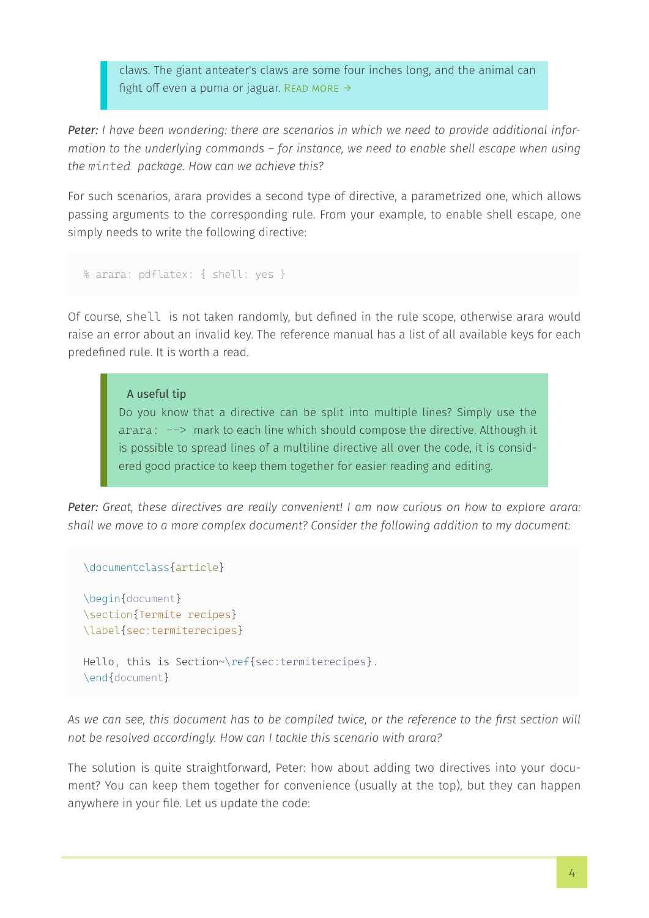> claws. The giant anteater's claws are some four inches long, and the animal can fight off even a puma or jaguar. READ MORE →

***Peter:*** *I have been wondering: there are scenarios in which we need to provide additional information to the underlying commands – for instance, we need to enable shell escape when using the* `minted` *package. How can we achieve this?*

For such scenarios, arara provides a second type of directive, a parametrized one, which allows passing arguments to the corresponding rule. From your example, to enable shell escape, one simply needs to write the following directive:

```
% arara: pdflatex: { shell: yes }
```

Of course, `shell` is not taken randomly, but defined in the rule scope, otherwise arara would raise an error about an invalid key. The reference manual has a list of all available keys for each predefined rule. It is worth a read.

> **A useful tip**
>
> Do you know that a directive can be split into multiple lines? Simply use the `arara: -->` mark to each line which should compose the directive. Although it is possible to spread lines of a multiline directive all over the code, it is considered good practice to keep them together for easier reading and editing.

***Peter:*** *Great, these directives are really convenient! I am now curious on how to explore arara: shall we move to a more complex document? Consider the following addition to my document:*

```latex
\documentclass{article}

\begin{document}
\section{Termite recipes}
\label{sec:termiterecipes}

Hello, this is Section~\ref{sec:termiterecipes}.
\end{document}
```

*As we can see, this document has to be compiled twice, or the reference to the first section will not be resolved accordingly. How can I tackle this scenario with arara?*

The solution is quite straightforward, Peter: how about adding two directives into your document? You can keep them together for convenience (usually at the top), but they can happen anywhere in your file. Let us update the code: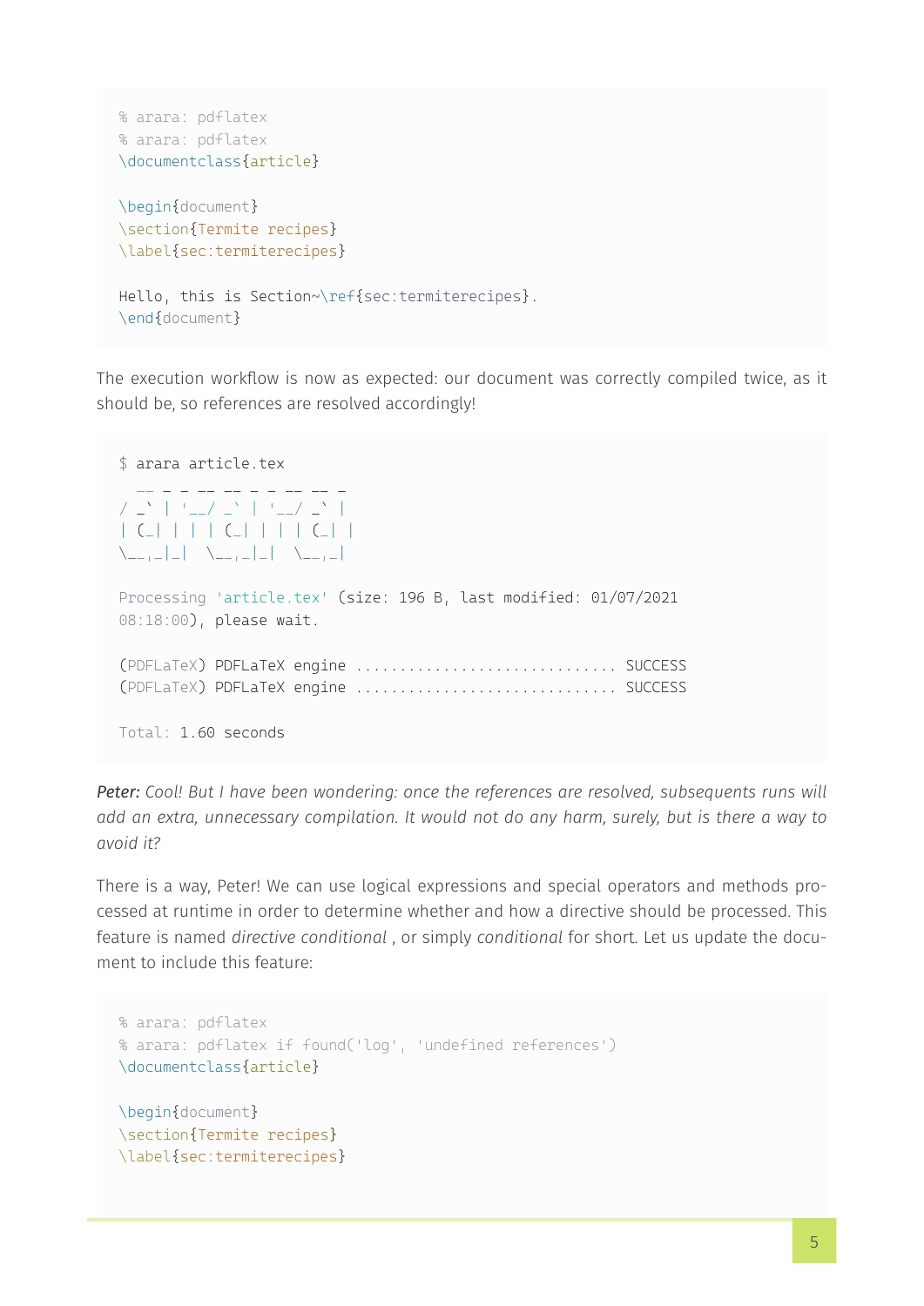```
% arara: pdflatex
% arara: pdflatex
\documentclass{article}

\begin{document}
\section{Termite recipes}
\label{sec:termiterecipes}

Hello, this is Section~\ref{sec:termiterecipes}.
\end{document}
```

The execution workflow is now as expected: our document was correctly compiled twice, as it should be, so references are resolved accordingly!

```
$ arara article.tex
  __ _ _ __ __ _ _ __ __ _
 / _` | '__/ _` | '__/ _` |
| (_| | | | (_| | | | (_| |
 \__,_|_|  \__,_|_|  \__,_|

Processing 'article.tex' (size: 196 B, last modified: 01/07/2021
08:18:00), please wait.

(PDFLaTeX) PDFLaTeX engine .............................. SUCCESS
(PDFLaTeX) PDFLaTeX engine .............................. SUCCESS

Total: 1.60 seconds
```

***Peter:*** *Cool! But I have been wondering: once the references are resolved, subsequents runs will add an extra, unnecessary compilation. It would not do any harm, surely, but is there a way to avoid it?*

There is a way, Peter! We can use logical expressions and special operators and methods processed at runtime in order to determine whether and how a directive should be processed. This feature is named *directive conditional* , or simply *conditional* for short. Let us update the document to include this feature:

```
% arara: pdflatex
% arara: pdflatex if found('log', 'undefined references')
\documentclass{article}

\begin{document}
\section{Termite recipes}
\label{sec:termiterecipes}
```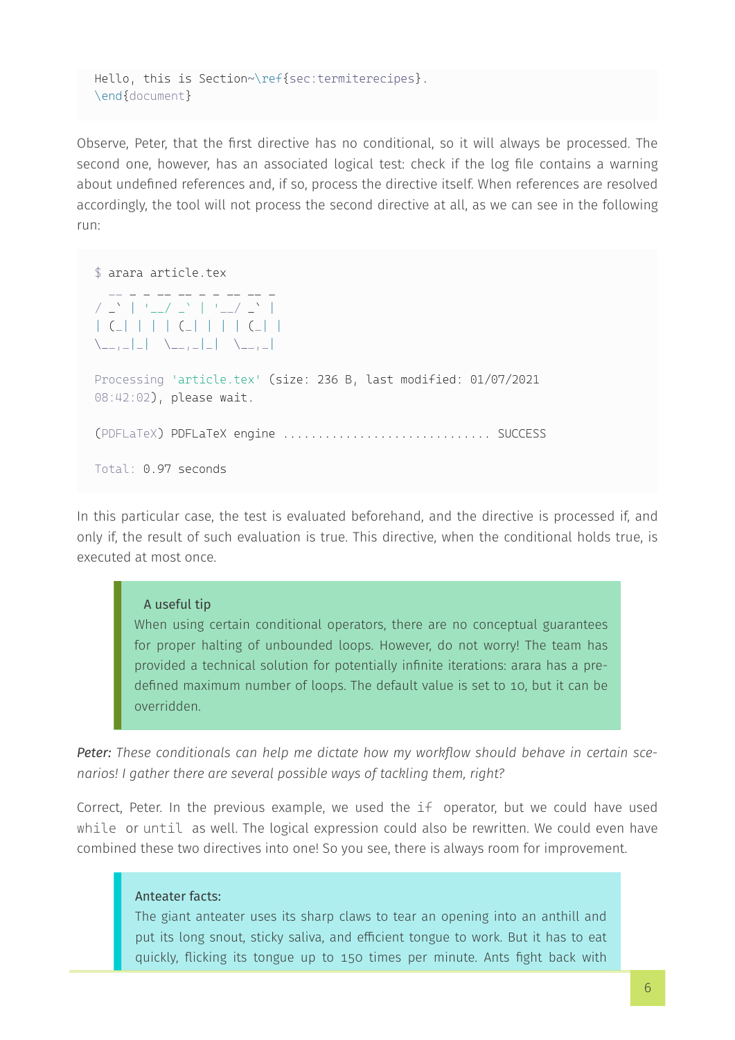```
Hello, this is Section~\ref{sec:termiterecipes}.
\end{document}
```

Observe, Peter, that the first directive has no conditional, so it will always be processed. The second one, however, has an associated logical test: check if the log file contains a warning about undefined references and, if so, process the directive itself. When references are resolved accordingly, the tool will not process the second directive at all, as we can see in the following run:

```
$ arara article.tex
  __ _ _ __ __ _ _ __ __ _
 / _` | '__/ _` | '__/ _` |
| (_| | | | (_| | | | (_| |
 \__,_|_|  \__,_|_|  \__,_|

Processing 'article.tex' (size: 236 B, last modified: 01/07/2021
08:42:02), please wait.

(PDFLaTeX) PDFLaTeX engine .............................. SUCCESS

Total: 0.97 seconds
```

In this particular case, the test is evaluated beforehand, and the directive is processed if, and only if, the result of such evaluation is true. This directive, when the conditional holds true, is executed at most once.

> **A useful tip**
> When using certain conditional operators, there are no conceptual guarantees for proper halting of unbounded loops. However, do not worry! The team has provided a technical solution for potentially infinite iterations: arara has a predefined maximum number of loops. The default value is set to 10, but it can be overridden.

*Peter: These conditionals can help me dictate how my workflow should behave in certain scenarios! I gather there are several possible ways of tackling them, right?*

Correct, Peter. In the previous example, we used the `if` operator, but we could have used `while` or `until` as well. The logical expression could also be rewritten. We could even have combined these two directives into one! So you see, there is always room for improvement.

> **Anteater facts:**
> The giant anteater uses its sharp claws to tear an opening into an anthill and put its long snout, sticky saliva, and efficient tongue to work. But it has to eat quickly, flicking its tongue up to 150 times per minute. Ants fight back with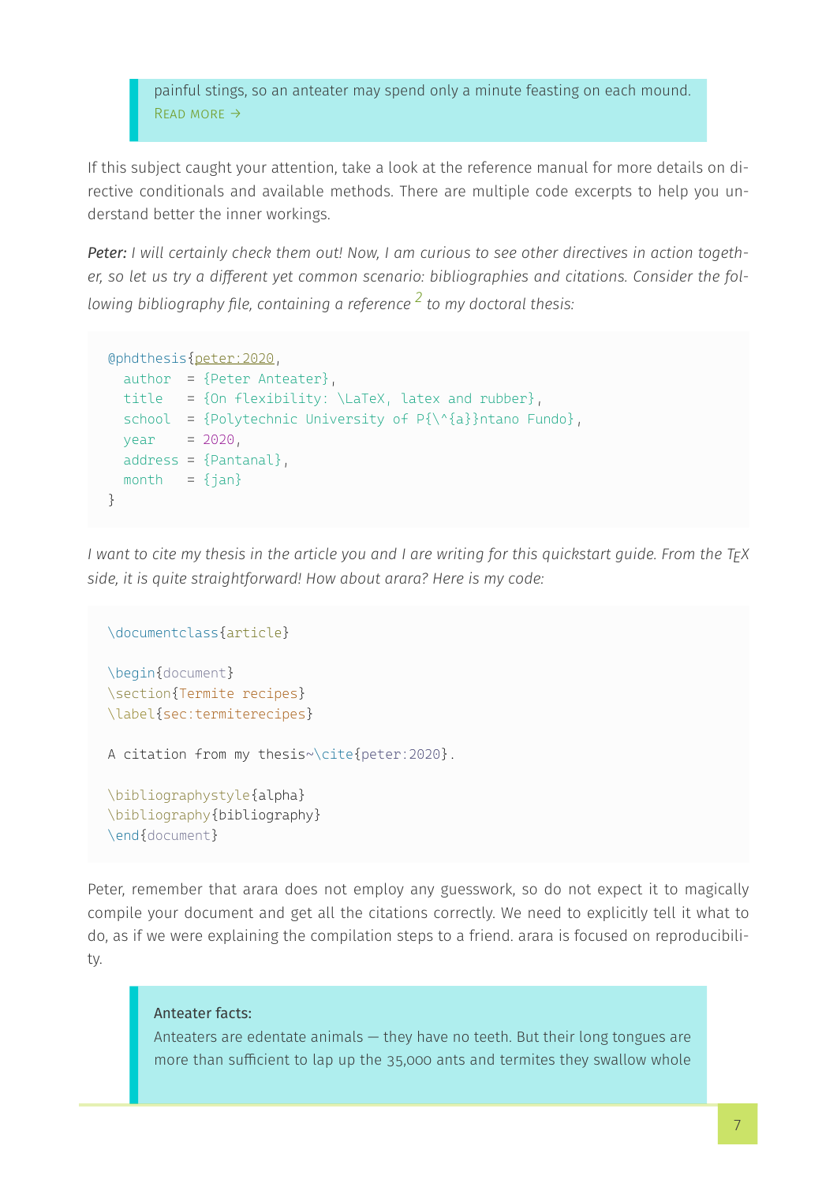> painful stings, so an anteater may spend only a minute feasting on each mound.
> READ MORE →

If this subject caught your attention, take a look at the reference manual for more details on directive conditionals and available methods. There are multiple code excerpts to help you understand better the inner workings.

*Peter: I will certainly check them out! Now, I am curious to see other directives in action together, so let us try a different yet common scenario: bibliographies and citations. Consider the following bibliography file, containing a reference* [2] *to my doctoral thesis:*

```
@phdthesis{peter:2020,
  author  = {Peter Anteater},
  title   = {On flexibility: \LaTeX, latex and rubber},
  school  = {Polytechnic University of P{\^{a}}ntano Fundo},
  year    = 2020,
  address = {Pantanal},
  month   = {jan}
}
```

*I want to cite my thesis in the article you and I are writing for this quickstart guide. From the TEX side, it is quite straightforward! How about arara? Here is my code:*

```
\documentclass{article}

\begin{document}
\section{Termite recipes}
\label{sec:termiterecipes}

A citation from my thesis~\cite{peter:2020}.

\bibliographystyle{alpha}
\bibliography{bibliography}
\end{document}
```

Peter, remember that arara does not employ any guesswork, so do not expect it to magically compile your document and get all the citations correctly. We need to explicitly tell it what to do, as if we were explaining the compilation steps to a friend. arara is focused on reproducibility.

> **Anteater facts:**
> Anteaters are edentate animals — they have no teeth. But their long tongues are more than sufficient to lap up the 35,000 ants and termites they swallow whole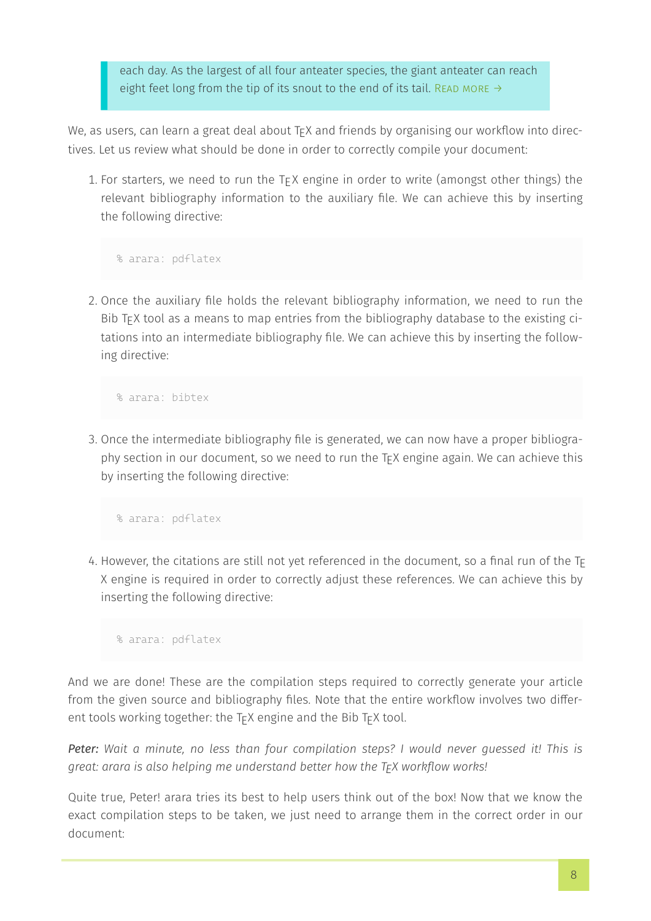> each day. As the largest of all four anteater species, the giant anteater can reach eight feet long from the tip of its snout to the end of its tail. Read more →

We, as users, can learn a great deal about TEX and friends by organising our workflow into directives. Let us review what should be done in order to correctly compile your document:

1. For starters, we need to run the TEX engine in order to write (amongst other things) the relevant bibliography information to the auxiliary file. We can achieve this by inserting the following directive:

   ```
   % arara: pdflatex
   ```

2. Once the auxiliary file holds the relevant bibliography information, we need to run the BibTEX tool as a means to map entries from the bibliography database to the existing citations into an intermediate bibliography file. We can achieve this by inserting the following directive:

   ```
   % arara: bibtex
   ```

3. Once the intermediate bibliography file is generated, we can now have a proper bibliography section in our document, so we need to run the TEX engine again. We can achieve this by inserting the following directive:

   ```
   % arara: pdflatex
   ```

4. However, the citations are still not yet referenced in the document, so a final run of the TEX engine is required in order to correctly adjust these references. We can achieve this by inserting the following directive:

   ```
   % arara: pdflatex
   ```

And we are done! These are the compilation steps required to correctly generate your article from the given source and bibliography files. Note that the entire workflow involves two different tools working together: the TEX engine and the BibTEX tool.

*Peter: Wait a minute, no less than four compilation steps? I would never guessed it! This is great: arara is also helping me understand better how the TEX workflow works!*

Quite true, Peter! arara tries its best to help users think out of the box! Now that we know the exact compilation steps to be taken, we just need to arrange them in the correct order in our document: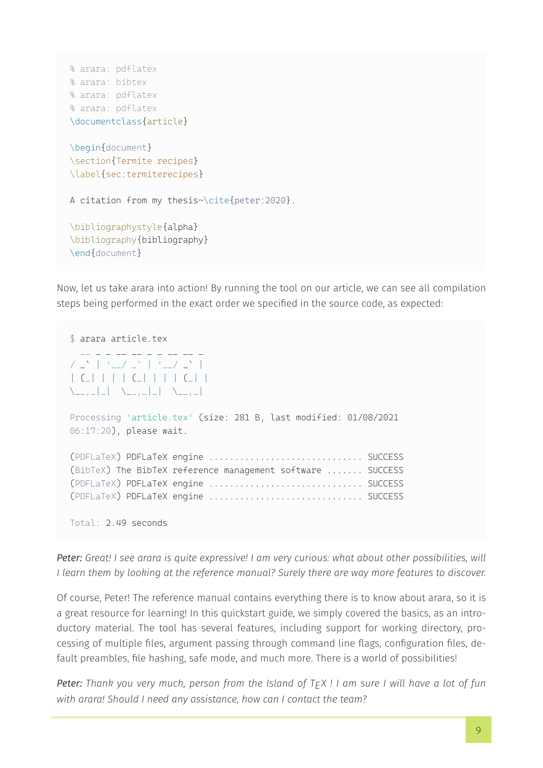```
% arara: pdflatex
% arara: bibtex
% arara: pdflatex
% arara: pdflatex
\documentclass{article}

\begin{document}
\section{Termite recipes}
\label{sec:termiterecipes}

A citation from my thesis~\cite{peter:2020}.

\bibliographystyle{alpha}
\bibliography{bibliography}
\end{document}
```

Now, let us take arara into action! By running the tool on our article, we can see all compilation steps being performed in the exact order we specified in the source code, as expected:

```
$ arara article.tex
  __ _ _ __ __ _ _ __ __ _
 / _` | '__/ _` | '__/ _` |
| (_| | | | (_| | | | (_| |
 \__,_|_|  \__,_|_|  \__,_|

Processing 'article.tex' (size: 281 B, last modified: 01/08/2021
06:17:20), please wait.

(PDFLaTeX) PDFLaTeX engine .............................. SUCCESS
(BibTeX) The BibTeX reference management software ....... SUCCESS
(PDFLaTeX) PDFLaTeX engine .............................. SUCCESS
(PDFLaTeX) PDFLaTeX engine .............................. SUCCESS

Total: 2.49 seconds
```

***Peter:*** *Great! I see arara is quite expressive! I am very curious: what about other possibilities, will I learn them by looking at the reference manual? Surely there are way more features to discover.*

Of course, Peter! The reference manual contains everything there is to know about arara, so it is a great resource for learning! In this quickstart guide, we simply covered the basics, as an introductory material. The tool has several features, including support for working directory, processing of multiple files, argument passing through command line flags, configuration files, default preambles, file hashing, safe mode, and much more. There is a world of possibilities!

***Peter:*** *Thank you very much, person from the Island of TEX ! I am sure I will have a lot of fun with arara! Should I need any assistance, how can I contact the team?*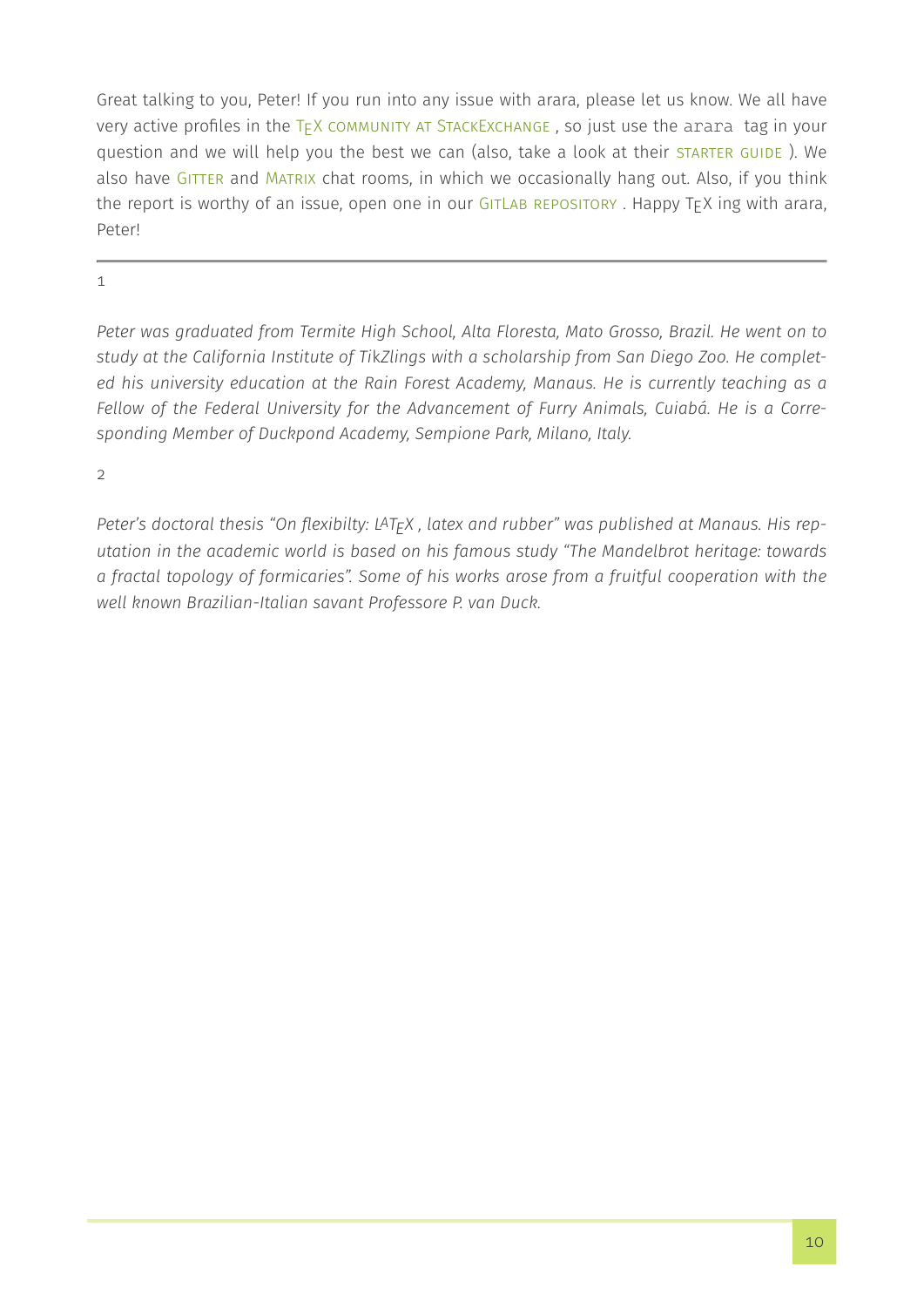Great talking to you, Peter! If you run into any issue with arara, please let us know. We all have very active profiles in the TEX COMMUNITY AT STACKEXCHANGE , so just use the `arara` tag in your question and we will help you the best we can (also, take a look at their STARTER GUIDE ). We also have GITTER and MATRIX chat rooms, in which we occasionally hang out. Also, if you think the report is worthy of an issue, open one in our GITLAB REPOSITORY . Happy TEX ing with arara, Peter!

---

1

*Peter was graduated from Termite High School, Alta Floresta, Mato Grosso, Brazil. He went on to study at the California Institute of TikZlings with a scholarship from San Diego Zoo. He completed his university education at the Rain Forest Academy, Manaus. He is currently teaching as a Fellow of the Federal University for the Advancement of Furry Animals, Cuiabá. He is a Corresponding Member of Duckpond Academy, Sempione Park, Milano, Italy.*

2

*Peter's doctoral thesis "On flexibilty: LATEX , latex and rubber" was published at Manaus. His reputation in the academic world is based on his famous study "The Mandelbrot heritage: towards a fractal topology of formicaries". Some of his works arose from a fruitful cooperation with the well known Brazilian-Italian savant Professore P. van Duck.*